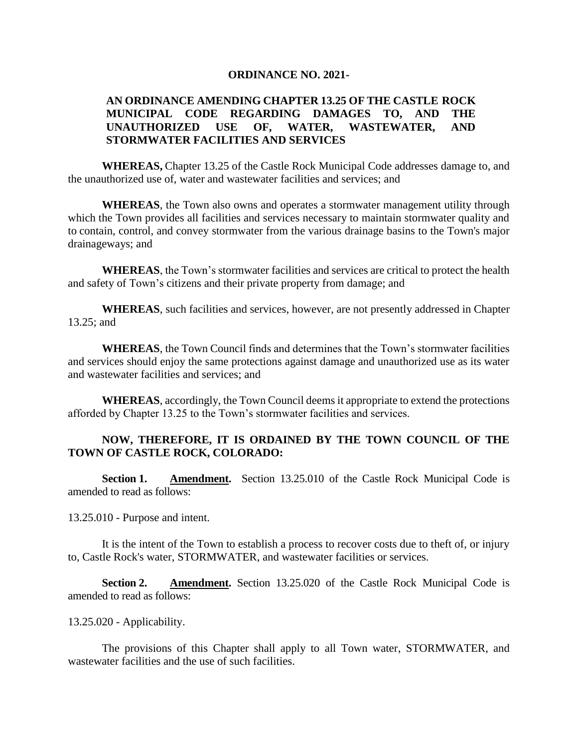**ORDINANCE NO. 2021-**

**AN ORDINANCE AMENDING CHAPTER 13.25 OF THE CASTLE ROCK MUNICIPAL CODE REGARDING DAMAGES TO, AND THE UNAUTHORIZED USE OF, WATER, WASTEWATER, AND STORMWATER FACILITIES AND SERVICES**

**WHEREAS,** Chapter 13.25 of the Castle Rock Municipal Code addresses damage to, and the unauthorized use of, water and wastewater facilities and services; and

**WHEREAS**, the Town also owns and operates a stormwater management utility through which the Town provides all facilities and services necessary to maintain stormwater quality and to contain, control, and convey stormwater from the various drainage basins to the Town's major drainageways; and

**WHEREAS**, the Town's stormwater facilities and services are critical to protect the health and safety of Town's citizens and their private property from damage; and

**WHEREAS**, such facilities and services, however, are not presently addressed in Chapter 13.25; and

**WHEREAS**, the Town Council finds and determines that the Town's stormwater facilities and services should enjoy the same protections against damage and unauthorized use as its water and wastewater facilities and services; and

**WHEREAS**, accordingly, the Town Council deems it appropriate to extend the protections afforded by Chapter 13.25 to the Town's stormwater facilities and services.

**NOW, THEREFORE, IT IS ORDAINED BY THE TOWN COUNCIL OF THE TOWN OF CASTLE ROCK, COLORADO:**

**Section 1.** **Amendment.** Section 13.25.010 of the Castle Rock Municipal Code is amended to read as follows:

13.25.010 - Purpose and intent.

It is the intent of the Town to establish a process to recover costs due to theft of, or injury to, Castle Rock's water, STORMWATER, and wastewater facilities or services.

**Section 2.** **Amendment.** Section 13.25.020 of the Castle Rock Municipal Code is amended to read as follows:

13.25.020 - Applicability.

The provisions of this Chapter shall apply to all Town water, STORMWATER, and wastewater facilities and the use of such facilities.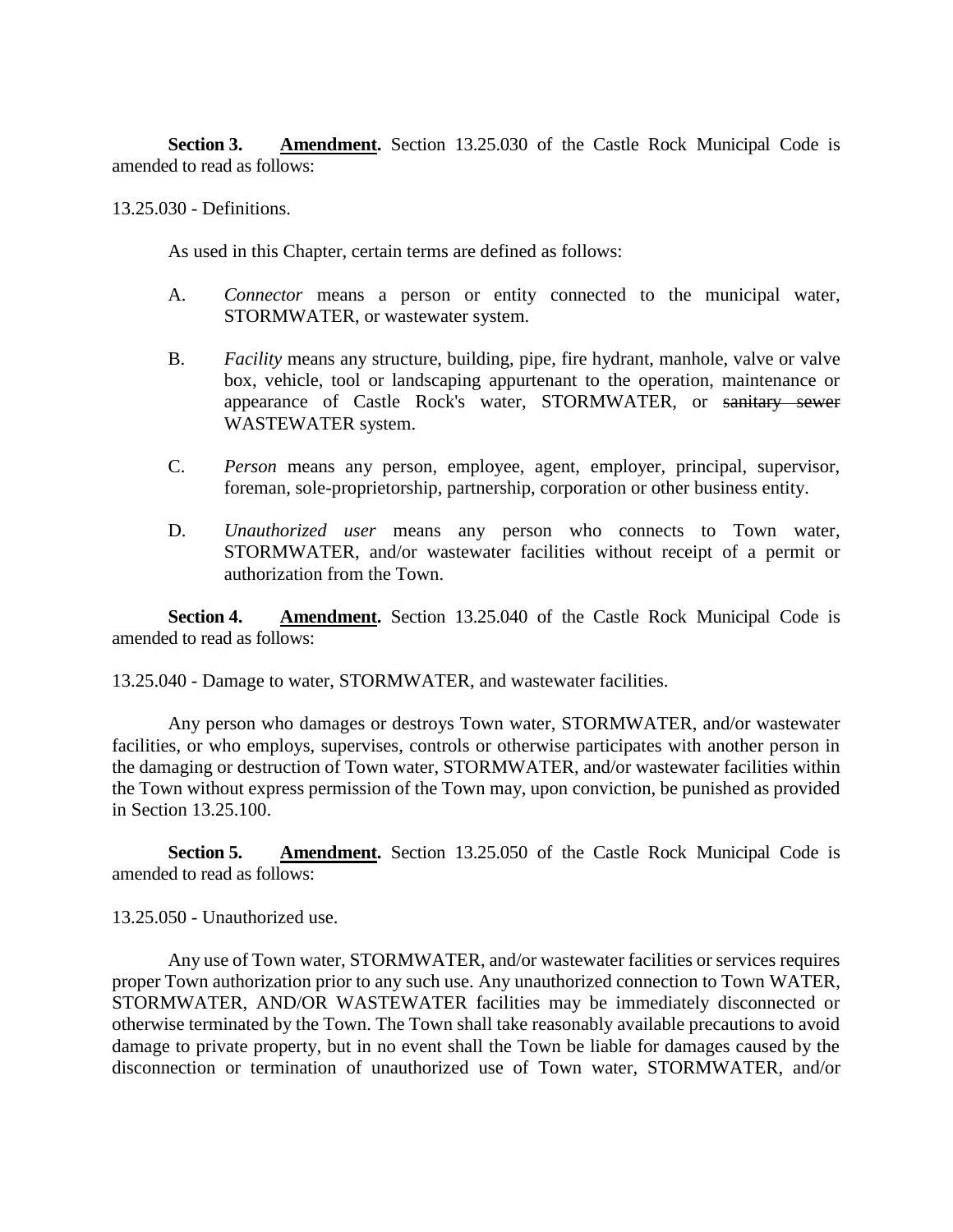**Section 3. Amendment.** Section 13.25.030 of the Castle Rock Municipal Code is amended to read as follows:

13.25.030 - Definitions.

As used in this Chapter, certain terms are defined as follows:

A. *Connector* means a person or entity connected to the municipal water, STORMWATER, or wastewater system.

B. *Facility* means any structure, building, pipe, fire hydrant, manhole, valve or valve box, vehicle, tool or landscaping appurtenant to the operation, maintenance or appearance of Castle Rock's water, STORMWATER, or ~~sanitary sewer~~ WASTEWATER system.

C. *Person* means any person, employee, agent, employer, principal, supervisor, foreman, sole-proprietorship, partnership, corporation or other business entity.

D. *Unauthorized user* means any person who connects to Town water, STORMWATER, and/or wastewater facilities without receipt of a permit or authorization from the Town.

**Section 4. Amendment.** Section 13.25.040 of the Castle Rock Municipal Code is amended to read as follows:

13.25.040 - Damage to water, STORMWATER, and wastewater facilities.

Any person who damages or destroys Town water, STORMWATER, and/or wastewater facilities, or who employs, supervises, controls or otherwise participates with another person in the damaging or destruction of Town water, STORMWATER, and/or wastewater facilities within the Town without express permission of the Town may, upon conviction, be punished as provided in Section 13.25.100.

**Section 5. Amendment.** Section 13.25.050 of the Castle Rock Municipal Code is amended to read as follows:

13.25.050 - Unauthorized use.

Any use of Town water, STORMWATER, and/or wastewater facilities or services requires proper Town authorization prior to any such use. Any unauthorized connection to Town WATER, STORMWATER, AND/OR WASTEWATER facilities may be immediately disconnected or otherwise terminated by the Town. The Town shall take reasonably available precautions to avoid damage to private property, but in no event shall the Town be liable for damages caused by the disconnection or termination of unauthorized use of Town water, STORMWATER, and/or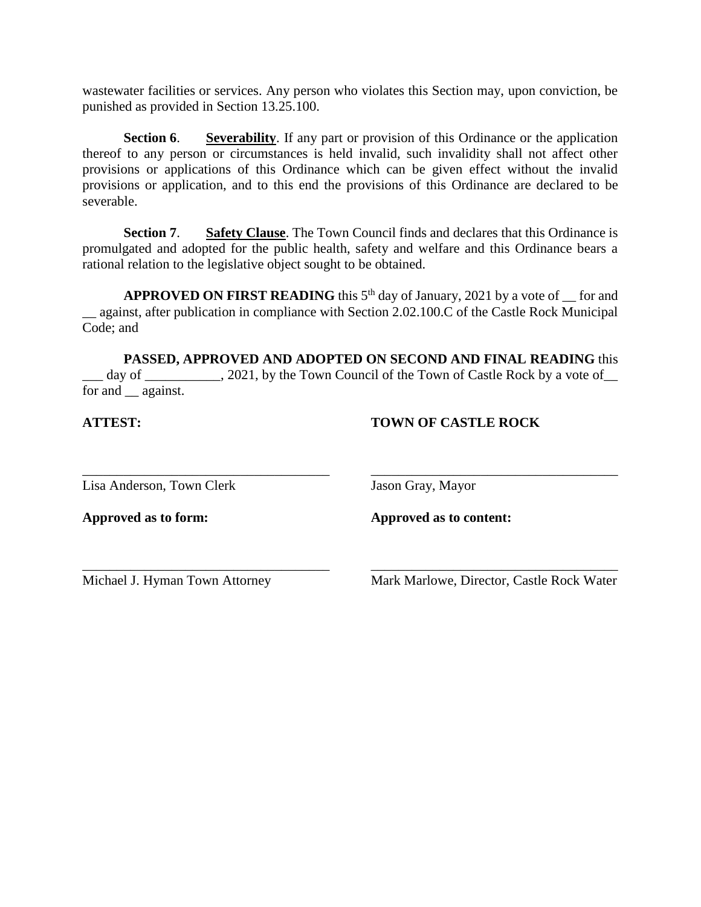wastewater facilities or services. Any person who violates this Section may, upon conviction, be punished as provided in Section 13.25.100.

**Section 6**. **Severability**. If any part or provision of this Ordinance or the application thereof to any person or circumstances is held invalid, such invalidity shall not affect other provisions or applications of this Ordinance which can be given effect without the invalid provisions or application, and to this end the provisions of this Ordinance are declared to be severable.

**Section 7**. **Safety Clause**. The Town Council finds and declares that this Ordinance is promulgated and adopted for the public health, safety and welfare and this Ordinance bears a rational relation to the legislative object sought to be obtained.

**APPROVED ON FIRST READING** this 5th day of January, 2021 by a vote of __ for and __ against, after publication in compliance with Section 2.02.100.C of the Castle Rock Municipal Code; and

**PASSED, APPROVED AND ADOPTED ON SECOND AND FINAL READING** this ___ day of ___________, 2021, by the Town Council of the Town of Castle Rock by a vote of__ for and __ against.

**ATTEST:**

___________________________________
Lisa Anderson, Town Clerk

**TOWN OF CASTLE ROCK**

___________________________________
Jason Gray, Mayor

**Approved as to form:**

___________________________________
Michael J. Hyman Town Attorney

**Approved as to content:**

___________________________________
Mark Marlowe, Director, Castle Rock Water